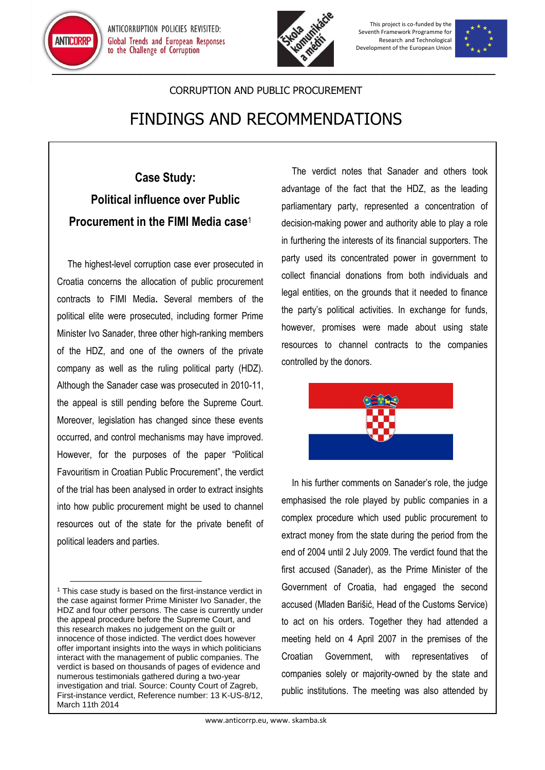CORRUPTION AND PUBLIC PROCUREMENT

# FINDINGS AND RECOMMENDATIONS

## Case Study: Political influence over Public Procurement in the FIMI Media case[1]

The highest-level corruption case ever prosecuted in Croatia concerns the allocation of public procurement contracts to FIMI Media**.** Several members of the political elite were prosecuted, including former Prime Minister Ivo Sanader, three other high-ranking members of the HDZ, and one of the owners of the private company as well as the ruling political party (HDZ). Although the Sanader case was prosecuted in 2010-11, the appeal is still pending before the Supreme Court. Moreover, legislation has changed since these events occurred, and control mechanisms may have improved. However, for the purposes of the paper "Political Favouritism in Croatian Public Procurement", the verdict of the trial has been analysed in order to extract insights into how public procurement might be used to channel resources out of the state for the private benefit of political leaders and parties.

The verdict notes that Sanader and others took advantage of the fact that the HDZ, as the leading parliamentary party, represented a concentration of decision-making power and authority able to play a role in furthering the interests of its financial supporters. The party used its concentrated power in government to collect financial donations from both individuals and legal entities, on the grounds that it needed to finance the party's political activities. In exchange for funds, however, promises were made about using state resources to channel contracts to the companies controlled by the donors.

In his further comments on Sanader's role, the judge emphasised the role played by public companies in a complex procedure which used public procurement to extract money from the state during the period from the end of 2004 until 2 July 2009. The verdict found that the first accused (Sanader), as the Prime Minister of the Government of Croatia, had engaged the second accused (Mladen Barišić, Head of the Customs Service) to act on his orders. Together they had attended a meeting held on 4 April 2007 in the premises of the Croatian Government, with representatives of companies solely or majority-owned by the state and public institutions. The meeting was also attended by

---

[1] This case study is based on the first-instance verdict in the case against former Prime Minister Ivo Sanader, the HDZ and four other persons. The case is currently under the appeal procedure before the Supreme Court, and this research makes no judgement on the guilt or innocence of those indicted. The verdict does however offer important insights into the ways in which politicians interact with the management of public companies. The verdict is based on thousands of pages of evidence and numerous testimonials gathered during a two-year investigation and trial. Source: County Court of Zagreb, First-instance verdict, Reference number: 13 K-US-8/12, March 11th 2014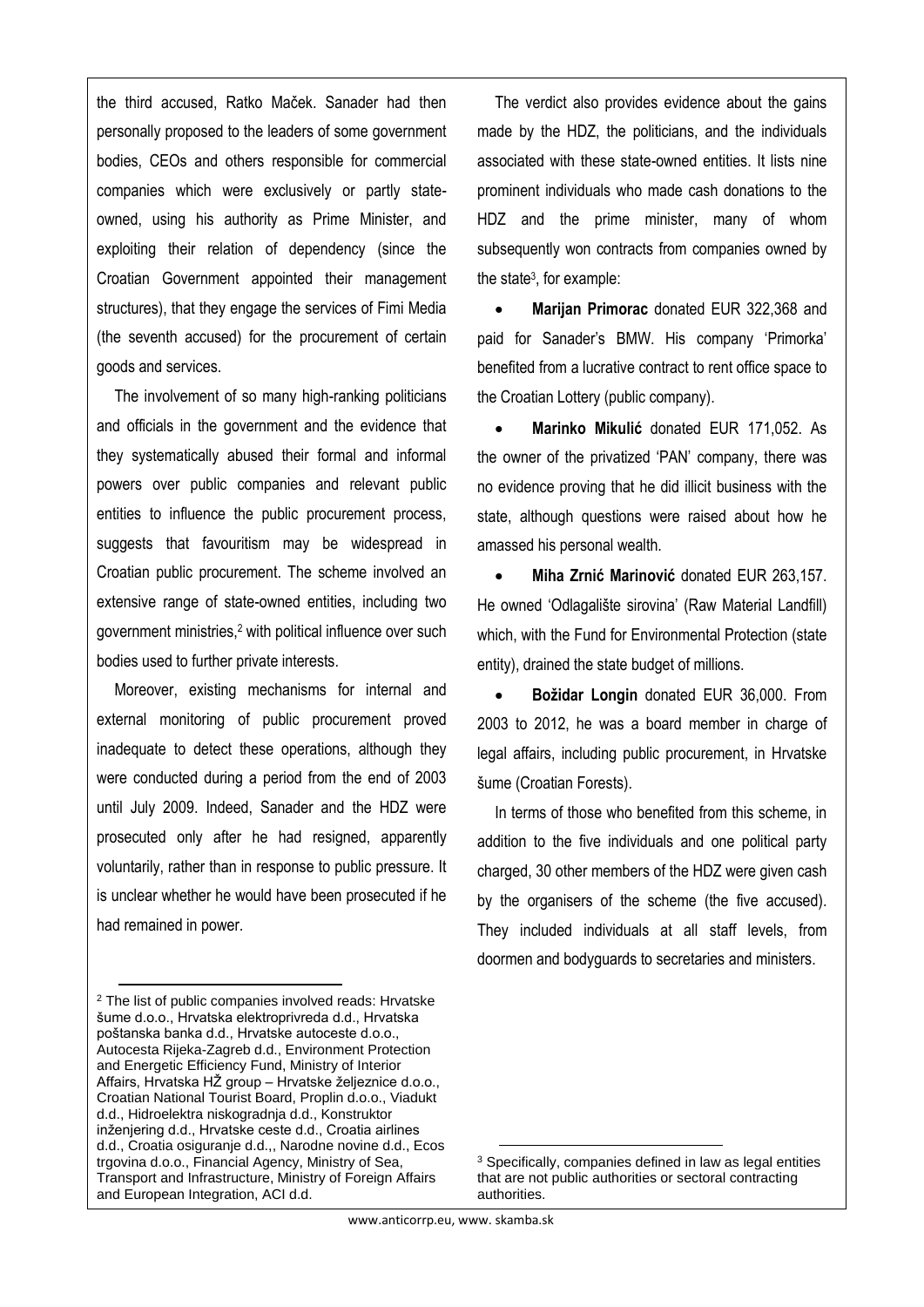the third accused, Ratko Maček. Sanader had then personally proposed to the leaders of some government bodies, CEOs and others responsible for commercial companies which were exclusively or partly state-owned, using his authority as Prime Minister, and exploiting their relation of dependency (since the Croatian Government appointed their management structures), that they engage the services of Fimi Media (the seventh accused) for the procurement of certain goods and services.

The involvement of so many high-ranking politicians and officials in the government and the evidence that they systematically abused their formal and informal powers over public companies and relevant public entities to influence the public procurement process, suggests that favouritism may be widespread in Croatian public procurement. The scheme involved an extensive range of state-owned entities, including two government ministries,[2] with political influence over such bodies used to further private interests.

Moreover, existing mechanisms for internal and external monitoring of public procurement proved inadequate to detect these operations, although they were conducted during a period from the end of 2003 until July 2009. Indeed, Sanader and the HDZ were prosecuted only after he had resigned, apparently voluntarily, rather than in response to public pressure. It is unclear whether he would have been prosecuted if he had remained in power.

The verdict also provides evidence about the gains made by the HDZ, the politicians, and the individuals associated with these state-owned entities. It lists nine prominent individuals who made cash donations to the HDZ and the prime minister, many of whom subsequently won contracts from companies owned by the state[3], for example:

- **Marijan Primorac** donated EUR 322,368 and paid for Sanader's BMW. His company 'Primorka' benefited from a lucrative contract to rent office space to the Croatian Lottery (public company).
- **Marinko Mikulić** donated EUR 171,052. As the owner of the privatized 'PAN' company, there was no evidence proving that he did illicit business with the state, although questions were raised about how he amassed his personal wealth.
- **Miha Zrnić Marinović** donated EUR 263,157. He owned 'Odlagalište sirovina' (Raw Material Landfill) which, with the Fund for Environmental Protection (state entity), drained the state budget of millions.
- **Božidar Longin** donated EUR 36,000. From 2003 to 2012, he was a board member in charge of legal affairs, including public procurement, in Hrvatske šume (Croatian Forests).

In terms of those who benefited from this scheme, in addition to the five individuals and one political party charged, 30 other members of the HDZ were given cash by the organisers of the scheme (the five accused). They included individuals at all staff levels, from doormen and bodyguards to secretaries and ministers.

[2] The list of public companies involved reads: Hrvatske šume d.o.o., Hrvatska elektroprivreda d.d., Hrvatska poštanska banka d.d., Hrvatske autoceste d.o.o., Autocesta Rijeka-Zagreb d.d., Environment Protection and Energetic Efficiency Fund, Ministry of Interior Affairs, Hrvatska HŽ group – Hrvatske željeznice d.o.o., Croatian National Tourist Board, Proplin d.o.o., Viadukt d.d., Hidroelektra niskogradnja d.d., Konstruktor inženjering d.d., Hrvatske ceste d.d., Croatia airlines d.d., Croatia osiguranje d.d.,, Narodne novine d.d., Ecos trgovina d.o.o., Financial Agency, Ministry of Sea, Transport and Infrastructure, Ministry of Foreign Affairs and European Integration, ACI d.d.

[3] Specifically, companies defined in law as legal entities that are not public authorities or sectoral contracting authorities.